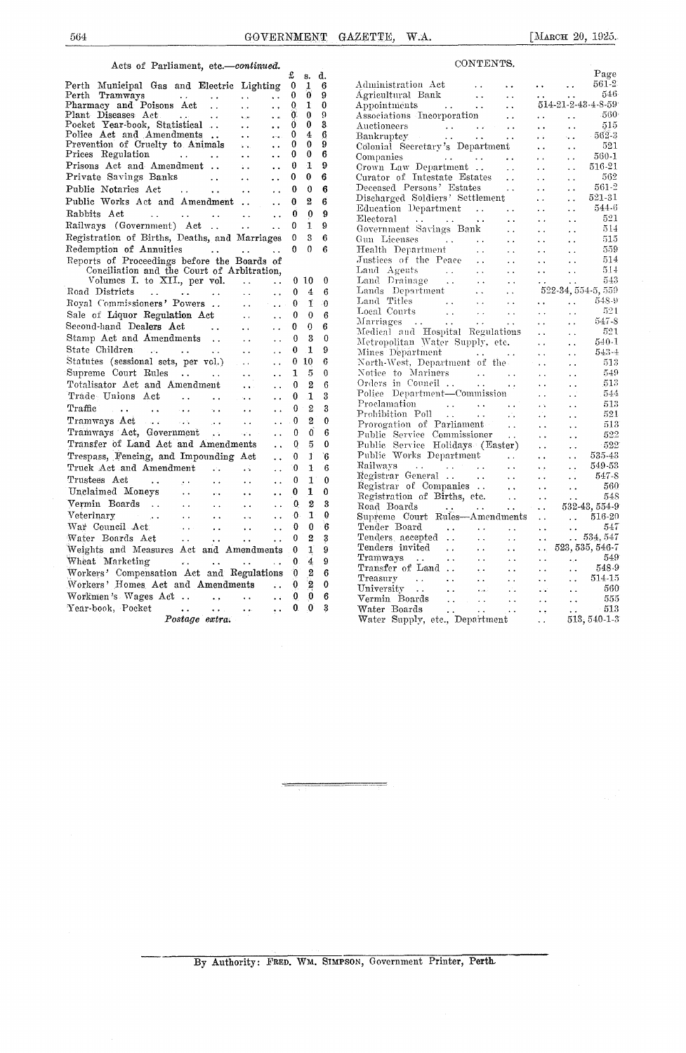Acts of Parliament, etc.—*continued.*

| | £ | s. | d. |
|---|---|---|---|
| Perth Municipal Gas and Electric Lighting | 0 | 1 | 6 |
| Perth Tramways | 0 | 0 | 9 |
| Pharmacy and Poisons Act | 0 | 1 | 0 |
| Plant Diseases Act | 0 | 0 | 9 |
| Pocket Year-book, Statistical | 0 | 0 | 3 |
| Police Act and Amendments | 0 | 4 | 6 |
| Prevention of Cruelty to Animals | 0 | 0 | 9 |
| Prices Regulation | 0 | 0 | 6 |
| Prisons Act and Amendment | 0 | 1 | 9 |
| Private Savings Banks | 0 | 0 | 6 |
| Public Notaries Act | 0 | 0 | 6 |
| Public Works Act and Amendment | 0 | 2 | 6 |
| Rabbits Act | 0 | 0 | 9 |
| Railways (Government) Act | 0 | 1 | 9 |
| Registration of Births, Deaths, and Marriages | 0 | 3 | 6 |
| Redemption of Annuities | 0 | 0 | 6 |
| Reports of Proceedings before the Boards of Conciliation and the Court of Arbitration, Volumes I. to XII., per vol. | 0 | 10 | 0 |
| Road Districts | 0 | 4 | 6 |
| Royal Commissioners' Powers | 0 | 1 | 0 |
| Sale of Liquor Regulation Act | 0 | 0 | 6 |
| Second-hand Dealers Act | 0 | 0 | 6 |
| Stamp Act and Amendments | 0 | 3 | 0 |
| State Children | 0 | 1 | 9 |
| Statutes (sessional sets, per vol.) | 0 | 10 | 6 |
| Supreme Court Rules | 1 | 5 | 0 |
| Totalisator Act and Amendment | 0 | 2 | 6 |
| Trade Unions Act | 0 | 1 | 3 |
| Traffic | 0 | 2 | 3 |
| Tramways Act | 0 | 2 | 0 |
| Tramways Act, Government | 0 | 0 | 6 |
| Transfer of Land Act and Amendments | 0 | 5 | 0 |
| Trespass, Fencing, and Impounding Act | 0 | 1 | 6 |
| Truck Act and Amendment | 0 | 1 | 6 |
| Trustees Act | 0 | 1 | 0 |
| Unclaimed Moneys | 0 | 1 | 0 |
| Vermin Boards | 0 | 2 | 3 |
| Veterinary | 0 | 1 | 0 |
| War Council Act | 0 | 0 | 6 |
| Water Boards Act | 0 | 2 | 3 |
| Weights and Measures Act and Amendments | 0 | 1 | 9 |
| Wheat Marketing | 0 | 4 | 9 |
| Workers' Compensation Act and Regulations | 0 | 2 | 6 |
| Workers' Homes Act and Amendments | 0 | 2 | 0 |
| Workmen's Wages Act | 0 | 0 | 6 |
| Year-book, Pocket | 0 | 0 | 3 |

*Postage extra.*

## CONTENTS.

| | Page |
|---|---|
| Administration Act | 561-2 |
| Agricultural Bank | 546 |
| Appointments | 514-21-2-43-4-8-59 |
| Associations Incorporation | 560 |
| Auctioneers | 515 |
| Bankruptcy | 562-3 |
| Colonial Secretary's Department | 521 |
| Companies | 560-1 |
| Crown Law Department | 516-21 |
| Curator of Intestate Estates | 562 |
| Deceased Persons' Estates | 561-2 |
| Discharged Soldiers' Settlement | 521-31 |
| Education Department | 544-6 |
| Electoral | 521 |
| Government Savings Bank | 514 |
| Gun Licenses | 515 |
| Health Department | 559 |
| Justices of the Peace | 514 |
| Land Agents | 514 |
| Land Drainage | 543 |
| Lands Department | 522-34, 554-5, 559 |
| Land Titles | 548-9 |
| Local Courts | 521 |
| Marriages | 547-8 |
| Medical and Hospital Regulations | 521 |
| Metropolitan Water Supply, etc. | 540-1 |
| Mines Department | 543-4 |
| North-West, Department of the | 513 |
| Notice to Mariners | 549 |
| Orders in Council | 513 |
| Police Department—Commission | 544 |
| Proclamation | 513 |
| Prohibition Poll | 521 |
| Prorogation of Parliament | 513 |
| Public Service Commissioner | 522 |
| Public Service Holidays (Easter) | 522 |
| Public Works Department | 535-43 |
| Railways | 549-53 |
| Registrar General | 547-8 |
| Registrar of Companies | 560 |
| Registration of Births, etc. | 548 |
| Road Boards | 532-43, 554-9 |
| Supreme Court Rules—Amendments | 516-20 |
| Tender Board | 547 |
| Tenders accepted | 534, 547 |
| Tenders invited | 523, 535, 546-7 |
| Tramways | 549 |
| Transfer of Land | 548-9 |
| Treasury | 514-15 |
| University | 560 |
| Vermin Boards | 555 |
| Water Boards | 513 |
| Water Supply, etc., Department | 513, 540-1-3 |

---

By Authority: FRED. WM. SIMPSON, Government Printer, Perth.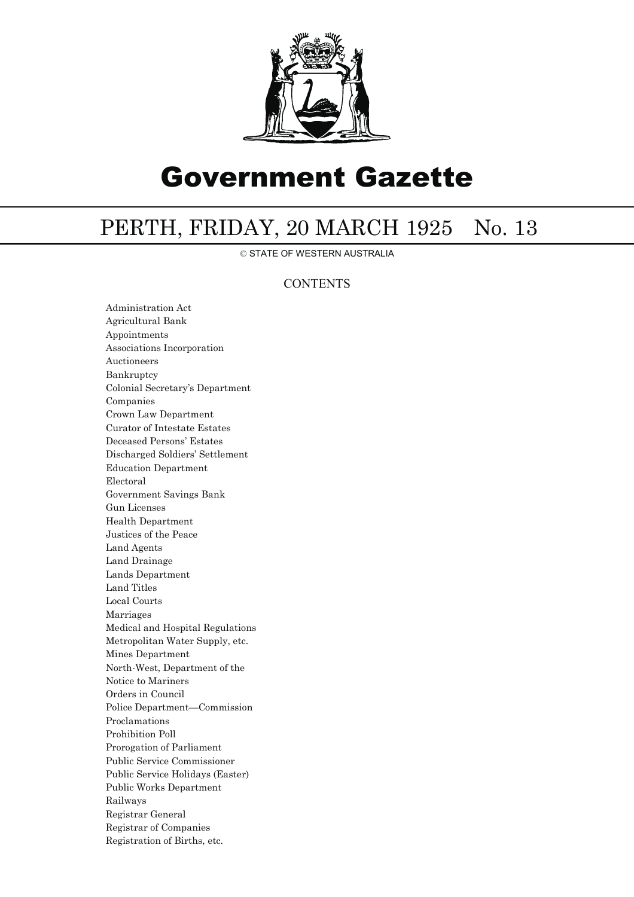# Government Gazette

## PERTH, FRIDAY, 20 MARCH 1925 No. 13

© STATE OF WESTERN AUSTRALIA

### CONTENTS

Administration Act
Agricultural Bank
Appointments
Associations Incorporation
Auctioneers
Bankruptcy
Colonial Secretary's Department
Companies
Crown Law Department
Curator of Intestate Estates
Deceased Persons' Estates
Discharged Soldiers' Settlement
Education Department
Electoral
Government Savings Bank
Gun Licenses
Health Department
Justices of the Peace
Land Agents
Land Drainage
Lands Department
Land Titles
Local Courts
Marriages
Medical and Hospital Regulations
Metropolitan Water Supply, etc.
Mines Department
North-West, Department of the
Notice to Mariners
Orders in Council
Police Department—Commission
Proclamations
Prohibition Poll
Prorogation of Parliament
Public Service Commissioner
Public Service Holidays (Easter)
Public Works Department
Railways
Registrar General
Registrar of Companies
Registration of Births, etc.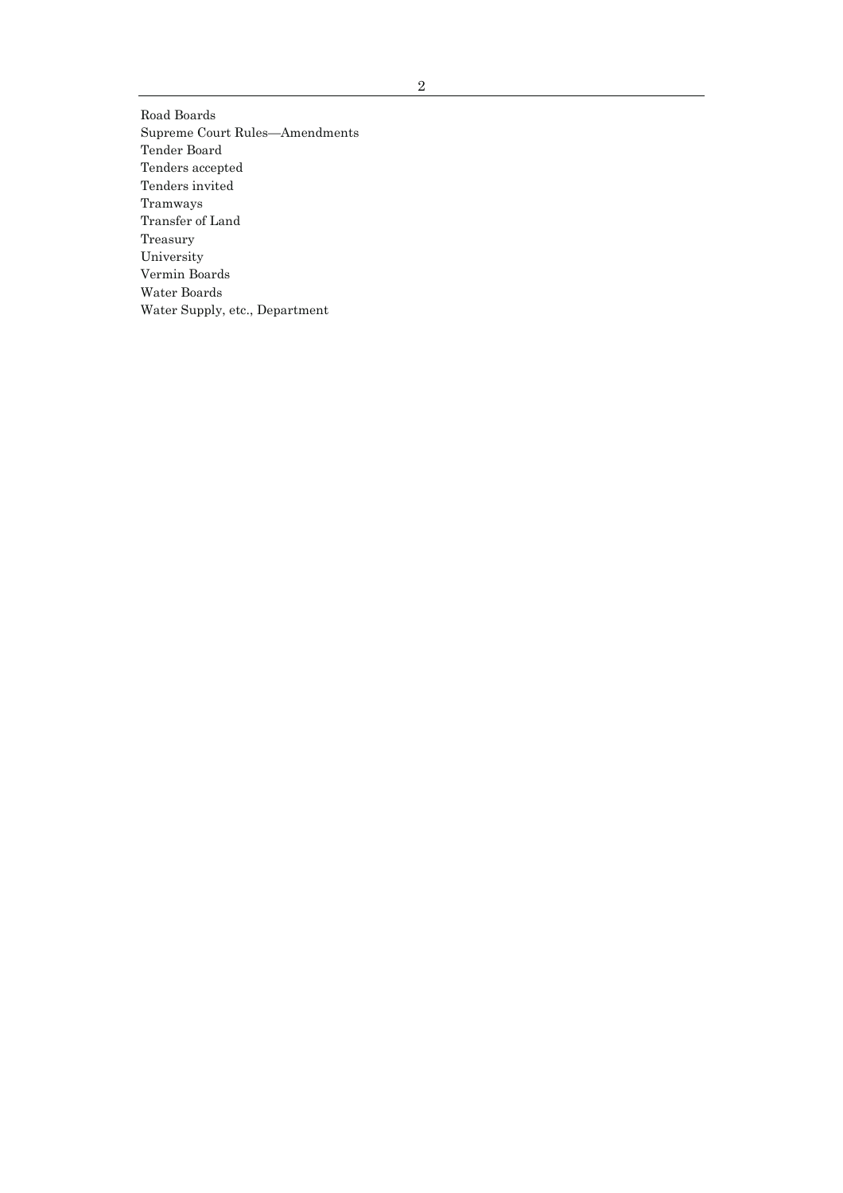Road Boards
Supreme Court Rules—Amendments
Tender Board
Tenders accepted
Tenders invited
Tramways
Transfer of Land
Treasury
University
Vermin Boards
Water Boards
Water Supply, etc., Department